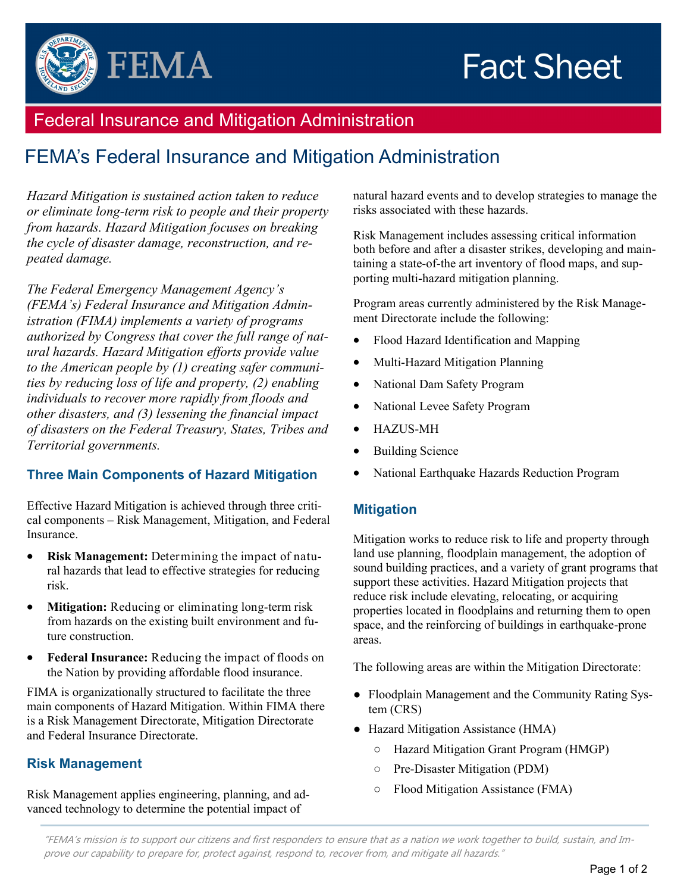# Fact Sheet

## Federal Insurance and Mitigation Administration

# FEMA's Federal Insurance and Mitigation Administration

*Hazard Mitigation is sustained action taken to reduce or eliminate long-term risk to people and their property from hazards. Hazard Mitigation focuses on breaking the cycle of disaster damage, reconstruction, and repeated damage.*

*The Federal Emergency Management Agency's (FEMA's) Federal Insurance and Mitigation Administration (FIMA) implements a variety of programs authorized by Congress that cover the full range of natural hazards. Hazard Mitigation efforts provide value to the American people by (1) creating safer communities by reducing loss of life and property, (2) enabling individuals to recover more rapidly from floods and other disasters, and (3) lessening the financial impact of disasters on the Federal Treasury, States, Tribes and Territorial governments.*

### Three Main Components of Hazard Mitigation

Effective Hazard Mitigation is achieved through three critical components – Risk Management, Mitigation, and Federal Insurance.

- **Risk Management:** Determining the impact of natural hazards that lead to effective strategies for reducing risk.
- **Mitigation:** Reducing or eliminating long-term risk from hazards on the existing built environment and future construction.
- **Federal Insurance:** Reducing the impact of floods on the Nation by providing affordable flood insurance.

FIMA is organizationally structured to facilitate the three main components of Hazard Mitigation. Within FIMA there is a Risk Management Directorate, Mitigation Directorate and Federal Insurance Directorate.

### Risk Management

Risk Management applies engineering, planning, and advanced technology to determine the potential impact of natural hazard events and to develop strategies to manage the risks associated with these hazards.

Risk Management includes assessing critical information both before and after a disaster strikes, developing and maintaining a state-of-the art inventory of flood maps, and supporting multi-hazard mitigation planning.

Program areas currently administered by the Risk Management Directorate include the following:

- Flood Hazard Identification and Mapping
- Multi-Hazard Mitigation Planning
- National Dam Safety Program
- National Levee Safety Program
- HAZUS-MH
- Building Science
- National Earthquake Hazards Reduction Program

### Mitigation

Mitigation works to reduce risk to life and property through land use planning, floodplain management, the adoption of sound building practices, and a variety of grant programs that support these activities. Hazard Mitigation projects that reduce risk include elevating, relocating, or acquiring properties located in floodplains and returning them to open space, and the reinforcing of buildings in earthquake-prone areas.

The following areas are within the Mitigation Directorate:

- Floodplain Management and the Community Rating System (CRS)
- Hazard Mitigation Assistance (HMA)
  - Hazard Mitigation Grant Program (HMGP)
  - Pre-Disaster Mitigation (PDM)
  - Flood Mitigation Assistance (FMA)

*"FEMA's mission is to support our citizens and first responders to ensure that as a nation we work together to build, sustain, and Improve our capability to prepare for, protect against, respond to, recover from, and mitigate all hazards."*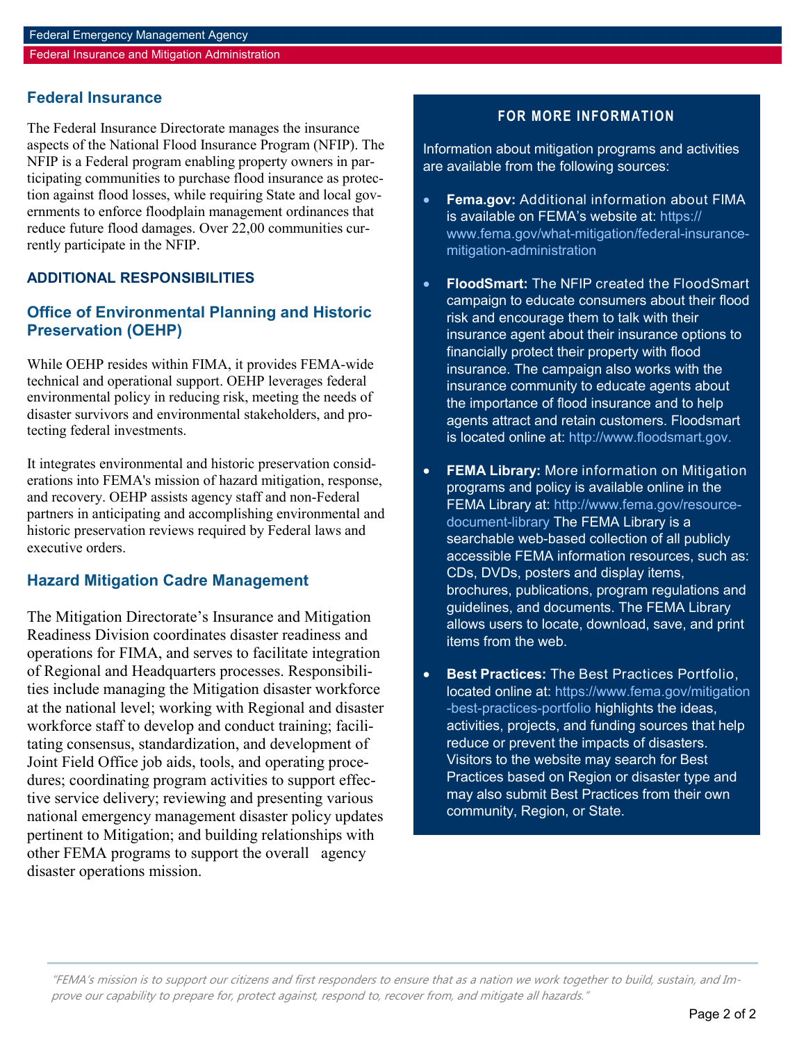## Federal Insurance

The Federal Insurance Directorate manages the insurance aspects of the National Flood Insurance Program (NFIP). The NFIP is a Federal program enabling property owners in participating communities to purchase flood insurance as protection against flood losses, while requiring State and local governments to enforce floodplain management ordinances that reduce future flood damages. Over 22,00 communities currently participate in the NFIP.

### ADDITIONAL RESPONSIBILITIES

## Office of Environmental Planning and Historic Preservation (OEHP)

While OEHP resides within FIMA, it provides FEMA-wide technical and operational support. OEHP leverages federal environmental policy in reducing risk, meeting the needs of disaster survivors and environmental stakeholders, and protecting federal investments.

It integrates environmental and historic preservation considerations into FEMA's mission of hazard mitigation, response, and recovery. OEHP assists agency staff and non-Federal partners in anticipating and accomplishing environmental and historic preservation reviews required by Federal laws and executive orders.

## Hazard Mitigation Cadre Management

The Mitigation Directorate's Insurance and Mitigation Readiness Division coordinates disaster readiness and operations for FIMA, and serves to facilitate integration of Regional and Headquarters processes. Responsibilities include managing the Mitigation disaster workforce at the national level; working with Regional and disaster workforce staff to develop and conduct training; facilitating consensus, standardization, and development of Joint Field Office job aids, tools, and operating procedures; coordinating program activities to support effective service delivery; reviewing and presenting various national emergency management disaster policy updates pertinent to Mitigation; and building relationships with other FEMA programs to support the overall agency disaster operations mission.

### FOR MORE INFORMATION

Information about mitigation programs and activities are available from the following sources:

- **Fema.gov:** Additional information about FIMA is available on FEMA's website at: https://www.fema.gov/what-mitigation/federal-insurance-mitigation-administration
- **FloodSmart:** The NFIP created the FloodSmart campaign to educate consumers about their flood risk and encourage them to talk with their insurance agent about their insurance options to financially protect their property with flood insurance. The campaign also works with the insurance community to educate agents about the importance of flood insurance and to help agents attract and retain customers. Floodsmart is located online at: http://www.floodsmart.gov.
- **FEMA Library:** More information on Mitigation programs and policy is available online in the FEMA Library at: http://www.fema.gov/resource-document-library The FEMA Library is a searchable web-based collection of all publicly accessible FEMA information resources, such as: CDs, DVDs, posters and display items, brochures, publications, program regulations and guidelines, and documents. The FEMA Library allows users to locate, download, save, and print items from the web.
- **Best Practices:** The Best Practices Portfolio, located online at: https://www.fema.gov/mitigation-best-practices-portfolio highlights the ideas, activities, projects, and funding sources that help reduce or prevent the impacts of disasters. Visitors to the website may search for Best Practices based on Region or disaster type and may also submit Best Practices from their own community, Region, or State.

*"FEMA's mission is to support our citizens and first responders to ensure that as a nation we work together to build, sustain, and Improve our capability to prepare for, protect against, respond to, recover from, and mitigate all hazards."*